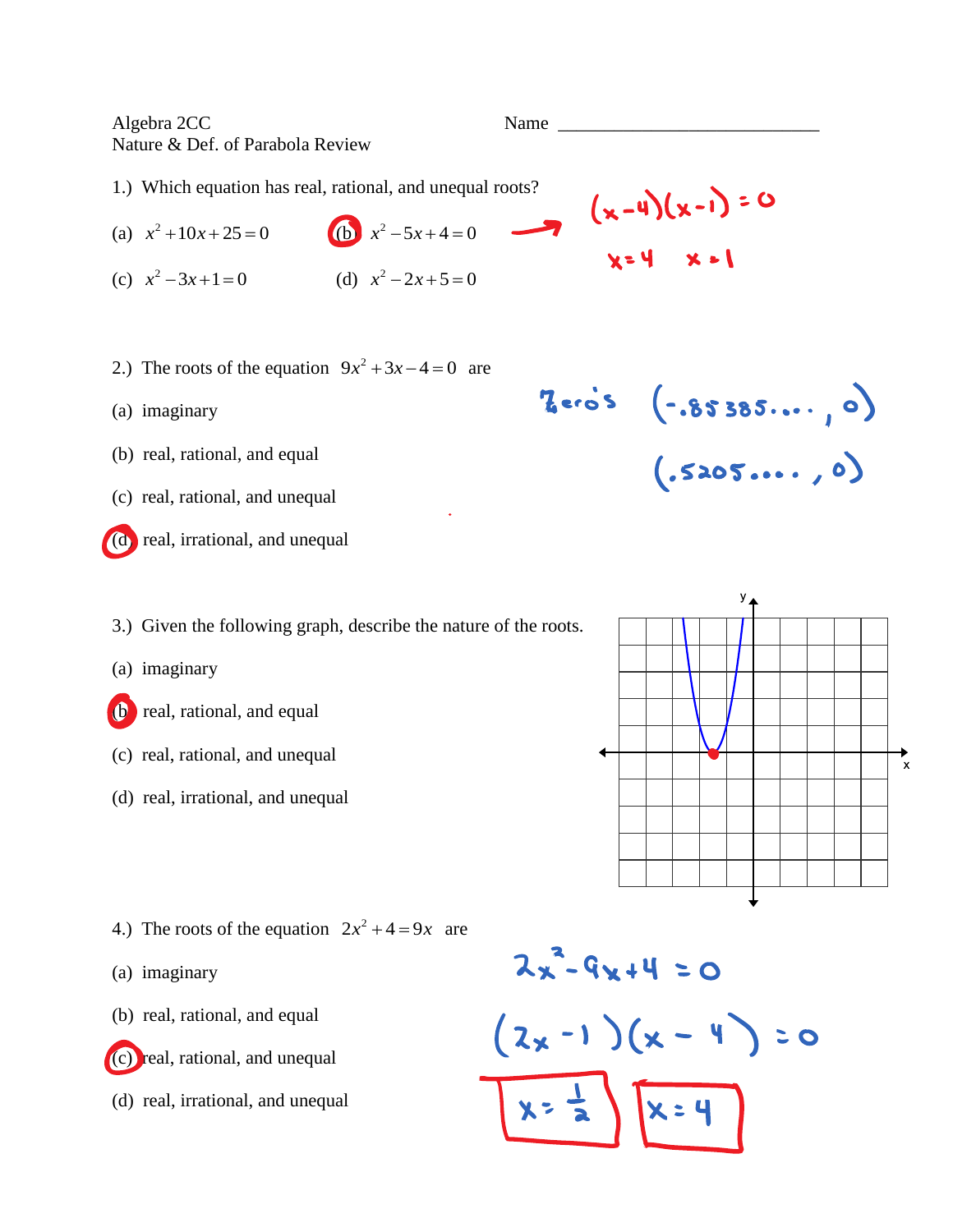Algebra 2CC
Nature & Def. of Parabola Review

Name ______________________________

1.) Which equation has real, rational, and unequal roots?

(a) $x^2 + 10x + 25 = 0$

(b) $x^2 - 5x + 4 = 0$

(c) $x^2 - 3x + 1 = 0$

(d) $x^2 - 2x + 5 = 0$

$(x-4)(x-1) = 0$

$x = 4 \quad x = 1$

2.) The roots of the equation $9x^2 + 3x - 4 = 0$ are

(a) imaginary

(b) real, rational, and equal

(c) real, rational, and unequal

(d) real, irrational, and unequal

Zero's $(-.85385...., 0)$

$(.5205...., 0)$

3.) Given the following graph, describe the nature of the roots.

(a) imaginary

(b) real, rational, and equal

(c) real, rational, and unequal

(d) real, irrational, and unequal

4.) The roots of the equation $2x^2 + 4 = 9x$ are

(a) imaginary

(b) real, rational, and equal

(c) real, rational, and unequal

(d) real, irrational, and unequal

$2x^2 - 9x + 4 = 0$

$(2x - 1)(x - 4) = 0$

$x = \frac{1}{2}$ $\quad$ $x = 4$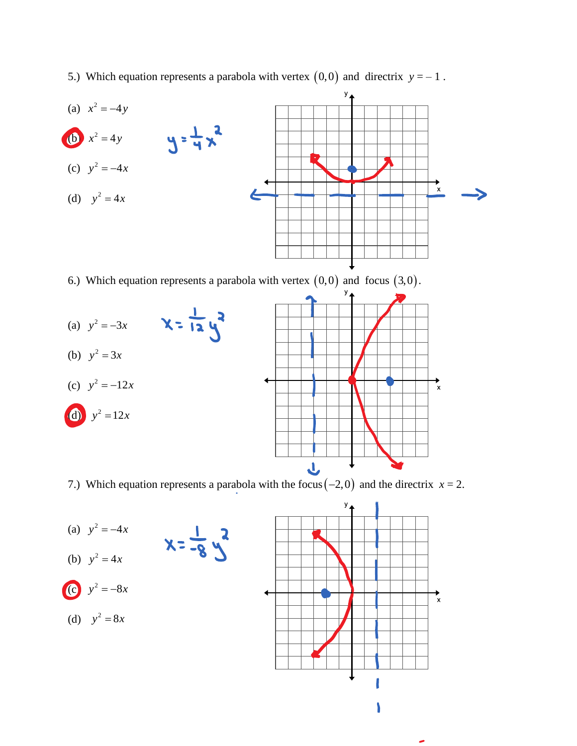5.) Which equation represents a parabola with vertex $(0,0)$ and directrix $y = -1$.

(a) $x^2 = -4y$

(b) $x^2 = 4y$

(c) $y^2 = -4x$

(d) $y^2 = 4x$

$y = \frac{1}{4}x^2$

6.) Which equation represents a parabola with vertex $(0,0)$ and focus $(3,0)$.

(a) $y^2 = -3x$

(b) $y^2 = 3x$

(c) $y^2 = -12x$

(d) $y^2 = 12x$

$x = \frac{1}{12}y^2$

7.) Which equation represents a parabola with the focus $(-2,0)$ and the directrix $x = 2$.

(a) $y^2 = -4x$

(b) $y^2 = 4x$

(c) $y^2 = -8x$

(d) $y^2 = 8x$

$x = \frac{1}{-8}y^2$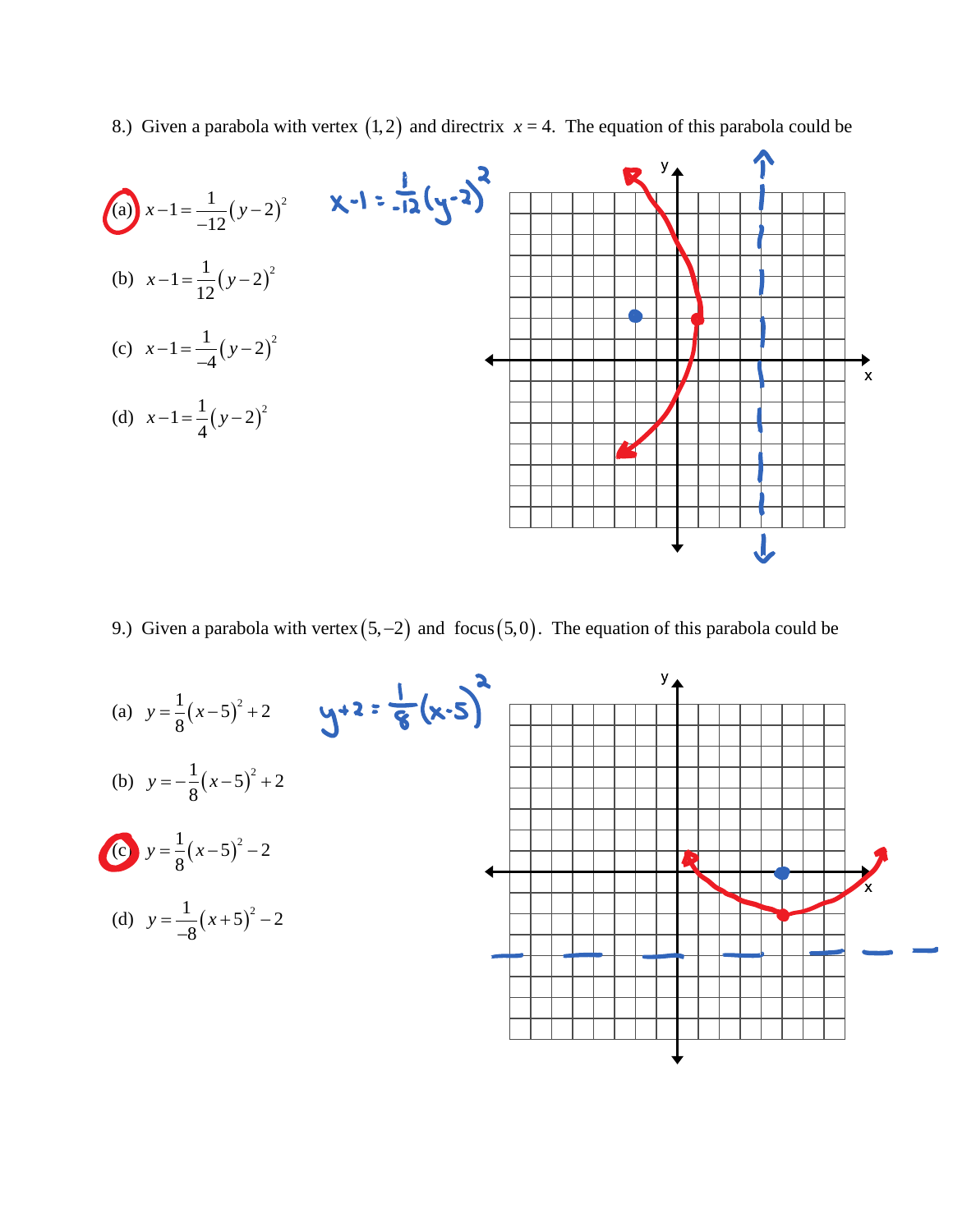8.) Given a parabola with vertex $(1,2)$ and directrix $x=4$. The equation of this parabola could be

(a) $x-1=\frac{1}{-12}(y-2)^2$

(b) $x-1=\frac{1}{12}(y-2)^2$

(c) $x-1=\frac{1}{-4}(y-2)^2$

(d) $x-1=\frac{1}{4}(y-2)^2$

$x-1=\frac{1}{-12}(y-2)^2$

9.) Given a parabola with vertex $(5,-2)$ and focus $(5,0)$. The equation of this parabola could be

(a) $y=\frac{1}{8}(x-5)^2+2$

(b) $y=-\frac{1}{8}(x-5)^2+2$

(c) $y=\frac{1}{8}(x-5)^2-2$

(d) $y=\frac{1}{-8}(x+5)^2-2$

$y+2=\frac{1}{8}(x-5)^2$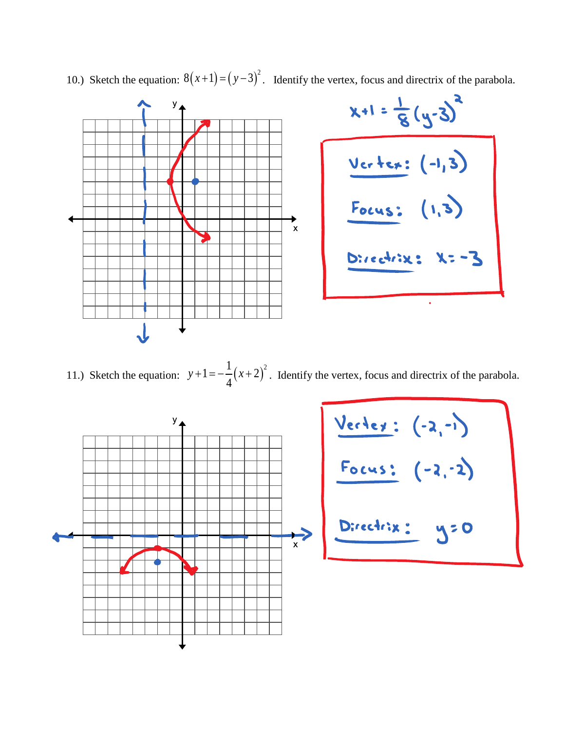10.) Sketch the equation: $8(x+1)=(y-3)^2$. Identify the vertex, focus and directrix of the parabola.

$x+1=\frac{1}{8}(y-3)^2$

**Vertex:** $(-1,3)$

**Focus:** $(1,3)$

**Directrix:** $x=-3$

11.) Sketch the equation: $y+1=-\frac{1}{4}(x+2)^2$. Identify the vertex, focus and directrix of the parabola.

**Vertex:** $(-2,-1)$

**Focus:** $(-2,-2)$

**Directrix:** $y=0$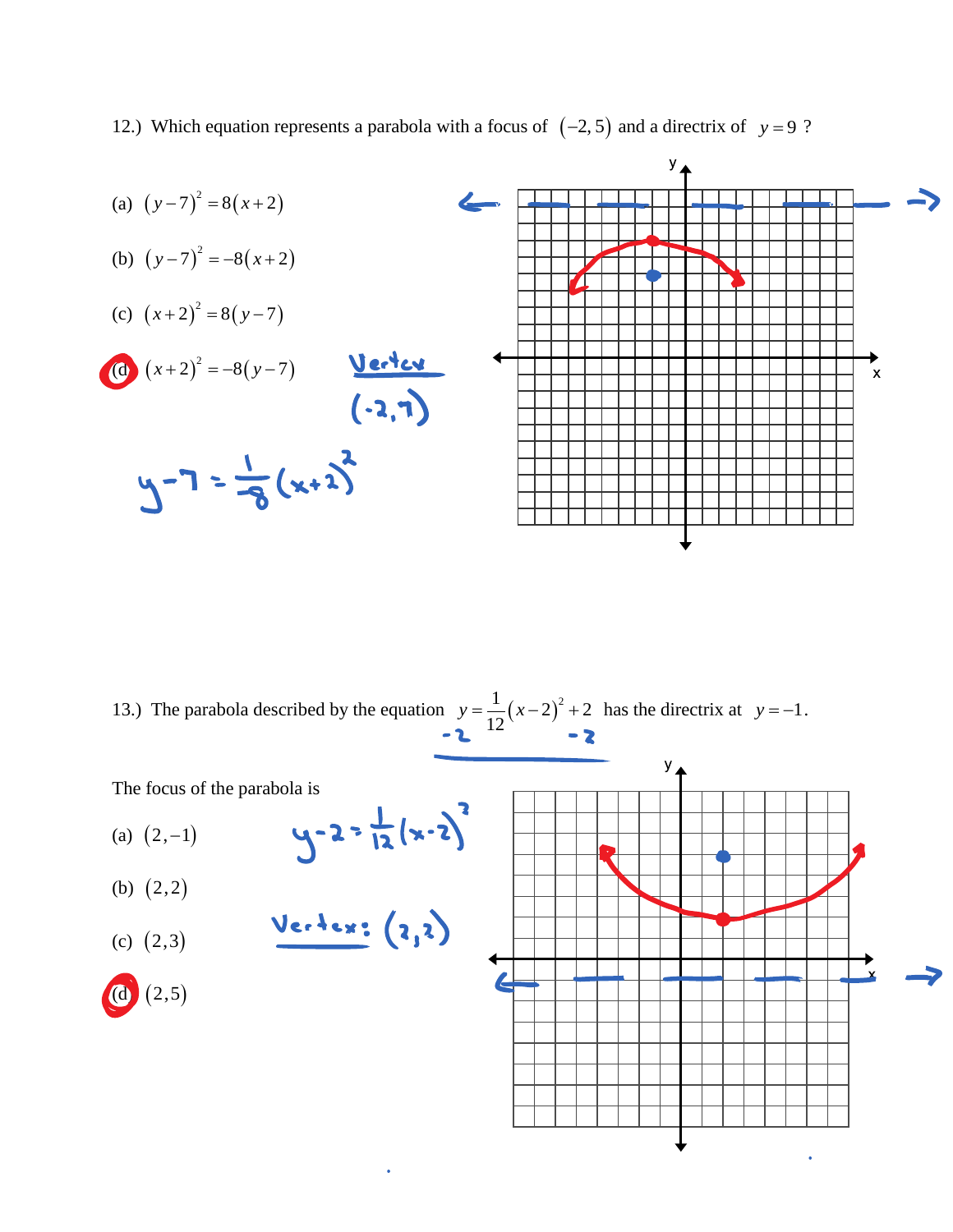12.) Which equation represents a parabola with a focus of $(-2, 5)$ and a directrix of $y = 9$ ?

(a) $(y-7)^2 = 8(x+2)$

(b) $(y-7)^2 = -8(x+2)$

(c) $(x+2)^2 = 8(y-7)$

(d) $(x+2)^2 = -8(y-7)$

Vertex

$(-2,7)$

$y-7 = \frac{1}{-8}(x+2)^2$

y

x

13.) The parabola described by the equation $y = \frac{1}{12}(x-2)^2 + 2$ has the directrix at $y = -1$.

-2 -2

The focus of the parabola is

(a) $(2,-1)$

(b) $(2,2)$

(c) $(2,3)$

(d) $(2,5)$

$y-2 = \frac{1}{12}(x-2)^2$

Vertex: $(2,2)$

y

x